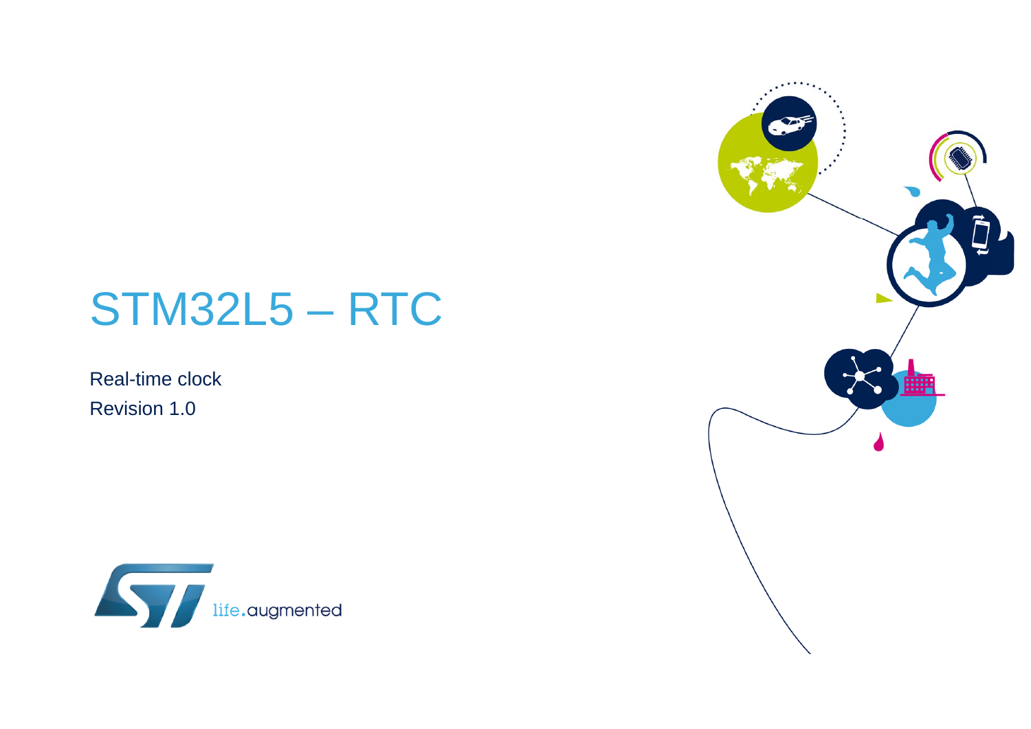# STM32L5 – RTC

Real-time clock

Revision 1.0

life.augmented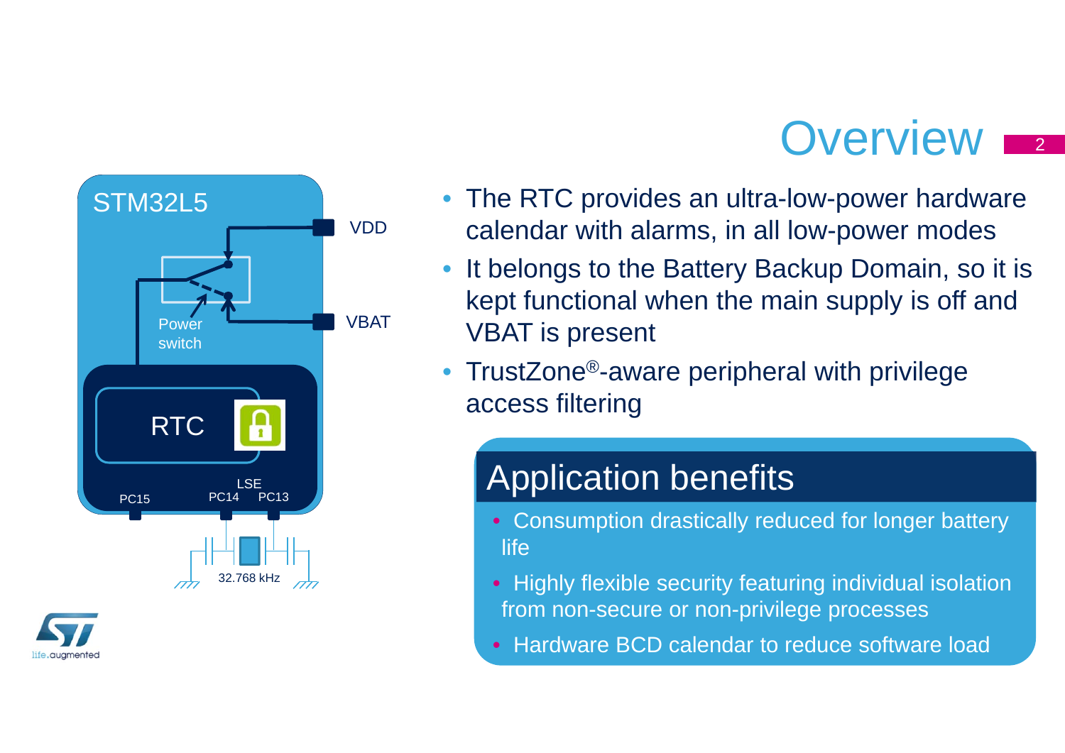# Overview

- The RTC provides an ultra-low-power hardware calendar with alarms, in all low-power modes
- It belongs to the Battery Backup Domain, so it is kept functional when the main supply is off and VBAT is present
- TrustZone®-aware peripheral with privilege access filtering

STM32L5

VDD

VBAT

Power switch

RTC

LSE

PC15 PC14 PC13

32.768 kHz

## Application benefits

- Consumption drastically reduced for longer battery life
- Highly flexible security featuring individual isolation from non-secure or non-privilege processes
- Hardware BCD calendar to reduce software load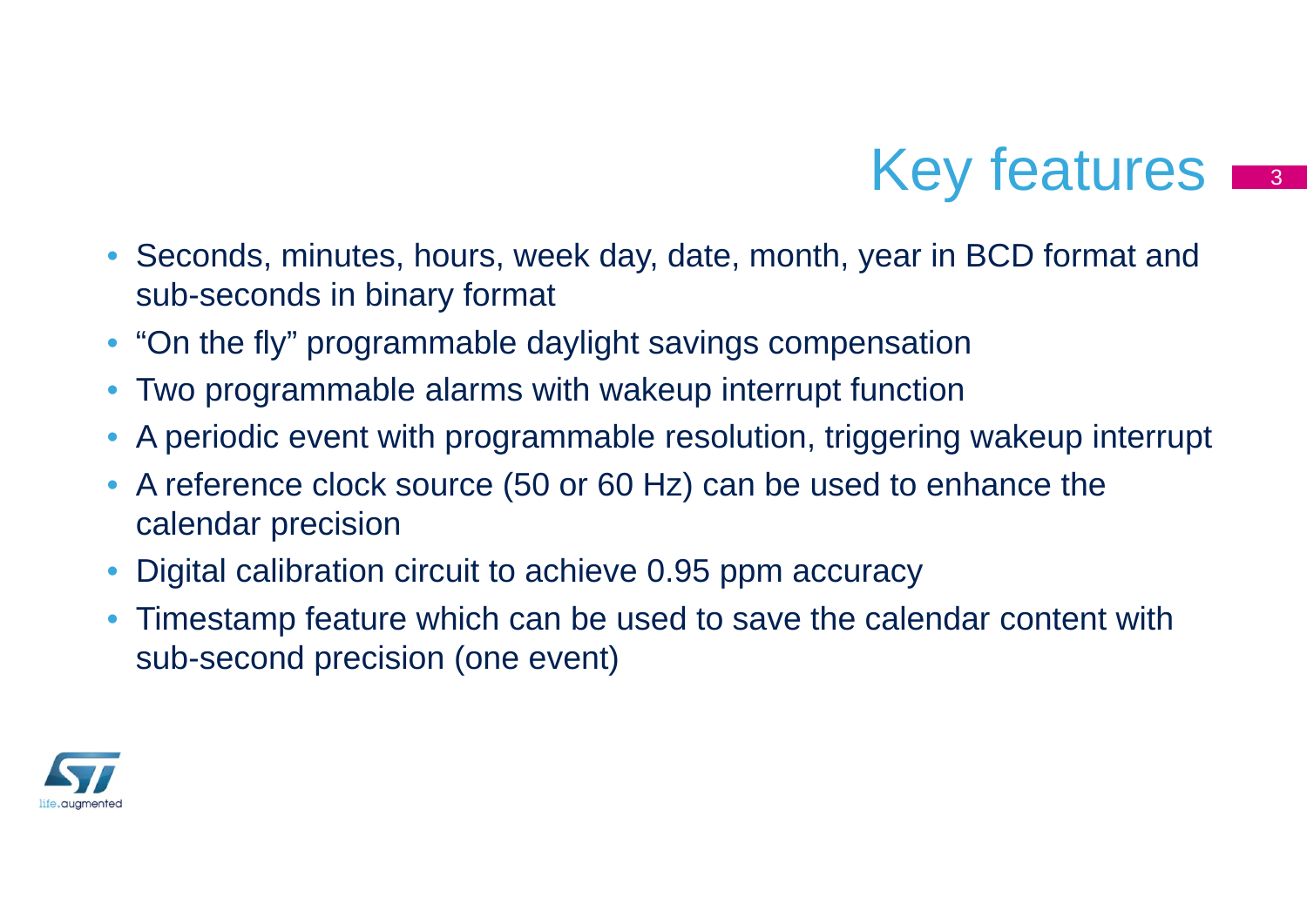# Key features

- Seconds, minutes, hours, week day, date, month, year in BCD format and sub-seconds in binary format
- "On the fly" programmable daylight savings compensation
- Two programmable alarms with wakeup interrupt function
- A periodic event with programmable resolution, triggering wakeup interrupt
- A reference clock source (50 or 60 Hz) can be used to enhance the calendar precision
- Digital calibration circuit to achieve 0.95 ppm accuracy
- Timestamp feature which can be used to save the calendar content with sub-second precision (one event)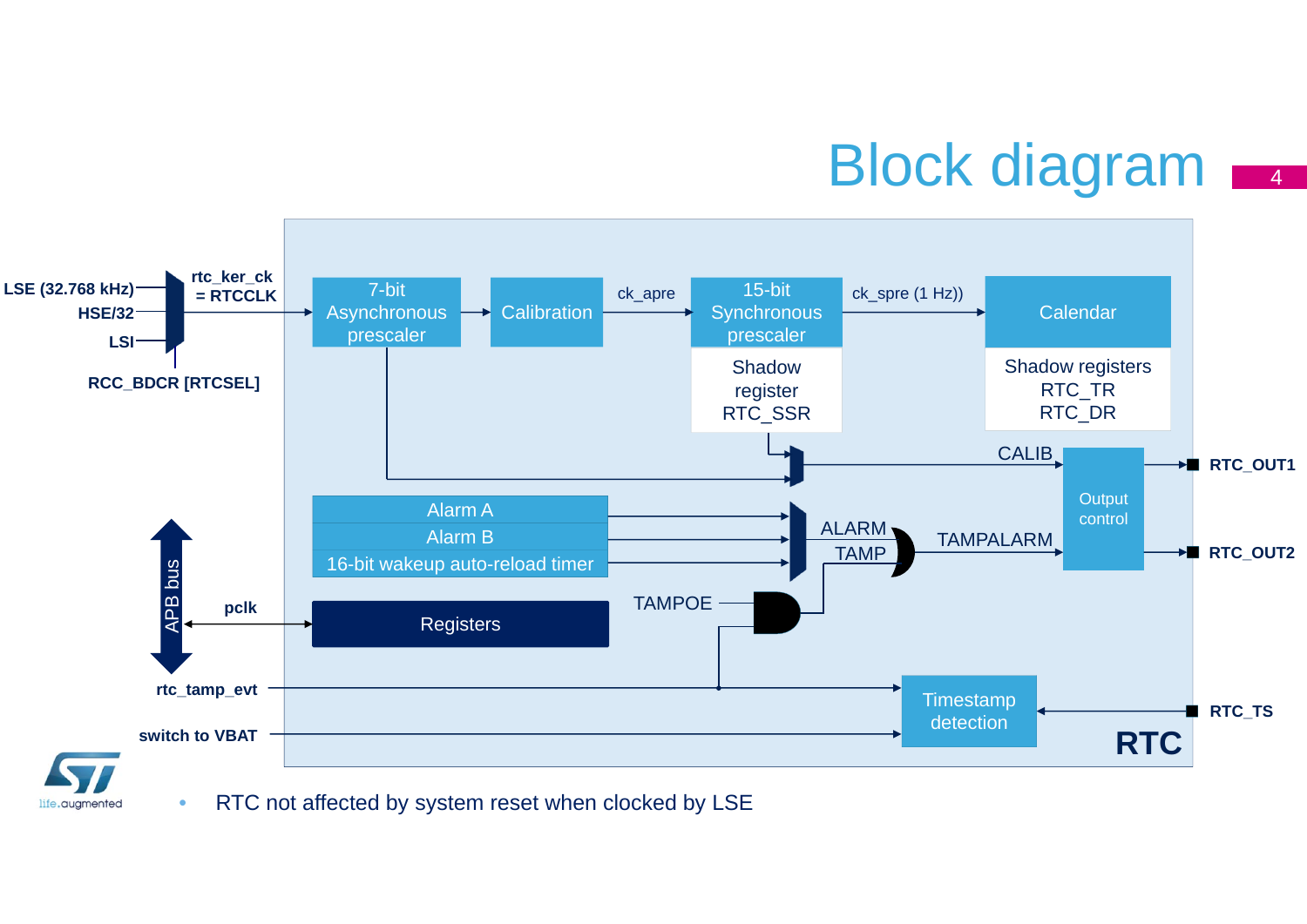# Block diagram

- RTC not affected by system reset when clocked by LSE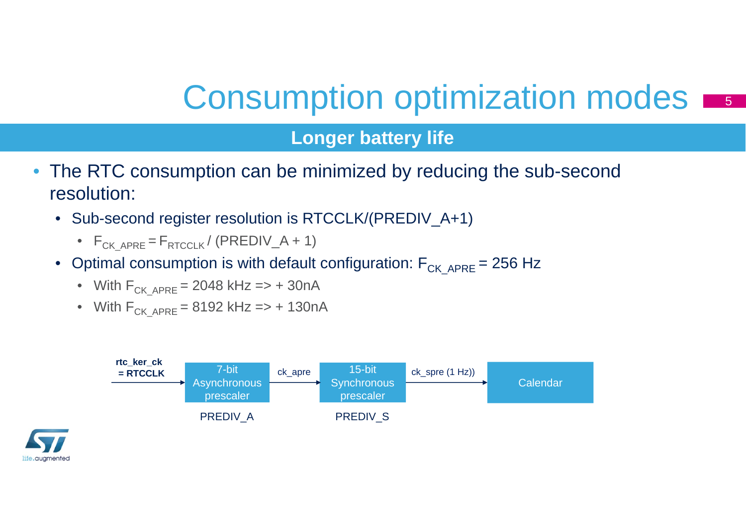# Consumption optimization modes

## Longer battery life

- The RTC consumption can be minimized by reducing the sub-second resolution:
  - Sub-second register resolution is RTCCLK/(PREDIV_A+1)
    - $F_{CK\_APRE} = F_{RTCCLK} / (PREDIV\_A + 1)$
  - Optimal consumption is with default configuration: $F_{CK\_APRE}$ = 256 Hz
    - With $F_{CK\_APRE}$ = 2048 kHz => + 30nA
    - With $F_{CK\_APRE}$ = 8192 kHz => + 130nA

**rtc_ker_ck = RTCCLK** → 7-bit Asynchronous prescaler (PREDIV_A) → ck_apre → 15-bit Synchronous prescaler (PREDIV_S) → ck_spre (1 Hz)) → Calendar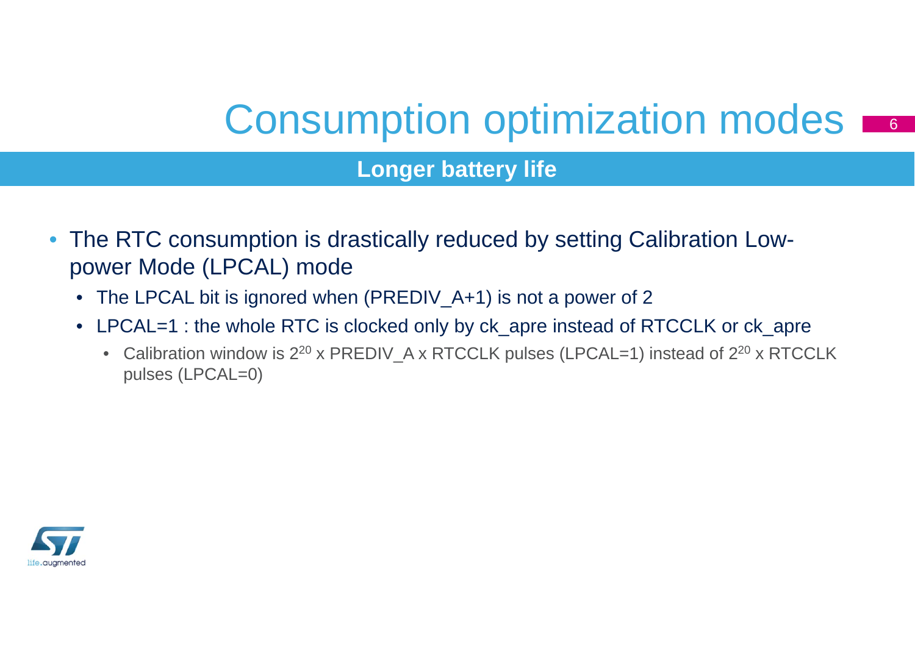# Consumption optimization modes

## Longer battery life

- The RTC consumption is drastically reduced by setting Calibration Low-power Mode (LPCAL) mode
  - The LPCAL bit is ignored when (PREDIV_A+1) is not a power of 2
  - LPCAL=1 : the whole RTC is clocked only by ck_apre instead of RTCCLK or ck_apre
    - Calibration window is $2^{20}$ x PREDIV_A x RTCCLK pulses (LPCAL=1) instead of $2^{20}$ x RTCCLK pulses (LPCAL=0)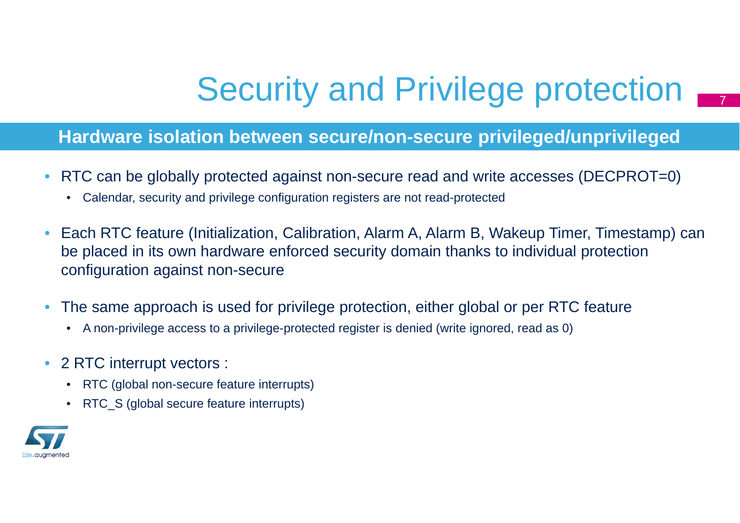# Security and Privilege protection

## Hardware isolation between secure/non-secure privileged/unprivileged

- RTC can be globally protected against non-secure read and write accesses (DECPROT=0)
  - Calendar, security and privilege configuration registers are not read-protected
- Each RTC feature (Initialization, Calibration, Alarm A, Alarm B, Wakeup Timer, Timestamp) can be placed in its own hardware enforced security domain thanks to individual protection configuration against non-secure
- The same approach is used for privilege protection, either global or per RTC feature
  - A non-privilege access to a privilege-protected register is denied (write ignored, read as 0)
- 2 RTC interrupt vectors :
  - RTC (global non-secure feature interrupts)
  - RTC_S (global secure feature interrupts)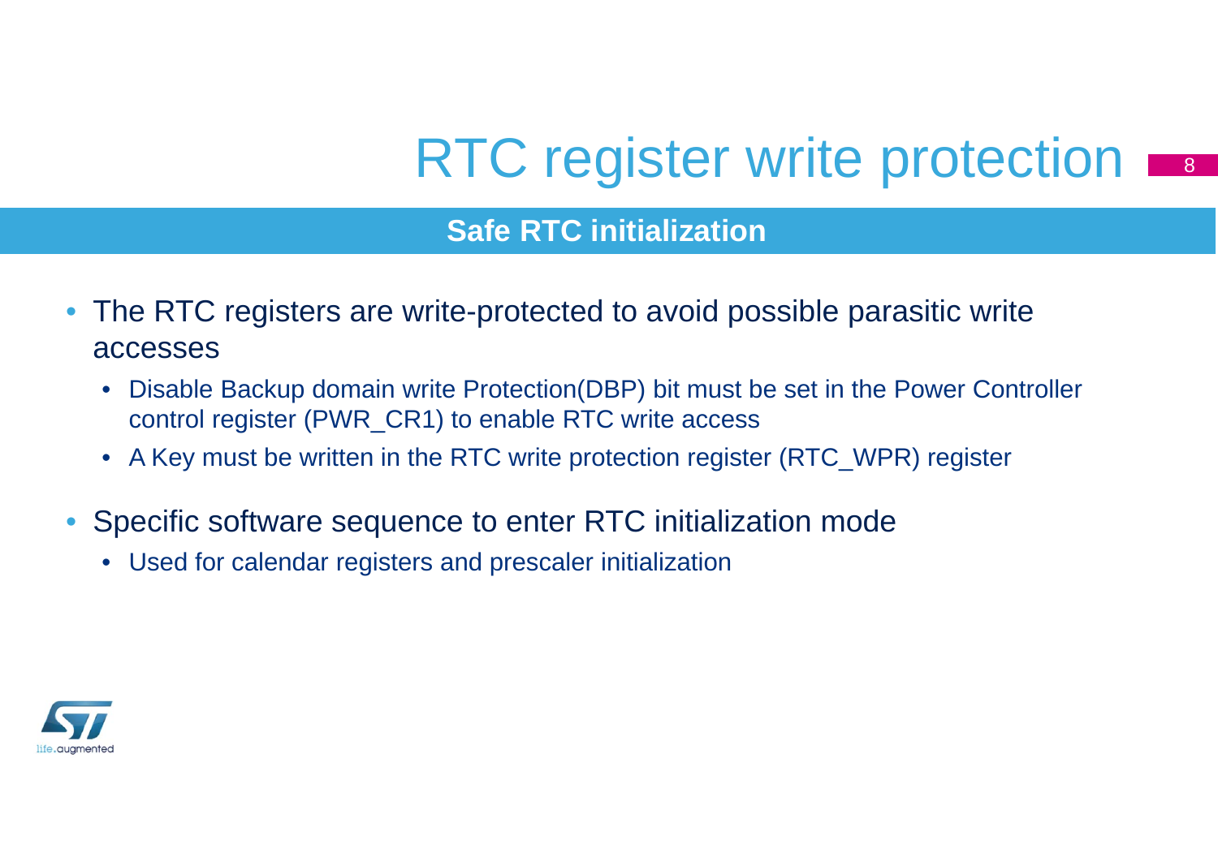# RTC register write protection

## Safe RTC initialization

- The RTC registers are write-protected to avoid possible parasitic write accesses
  - Disable Backup domain write Protection(DBP) bit must be set in the Power Controller control register (PWR_CR1) to enable RTC write access
  - A Key must be written in the RTC write protection register (RTC_WPR) register
- Specific software sequence to enter RTC initialization mode
  - Used for calendar registers and prescaler initialization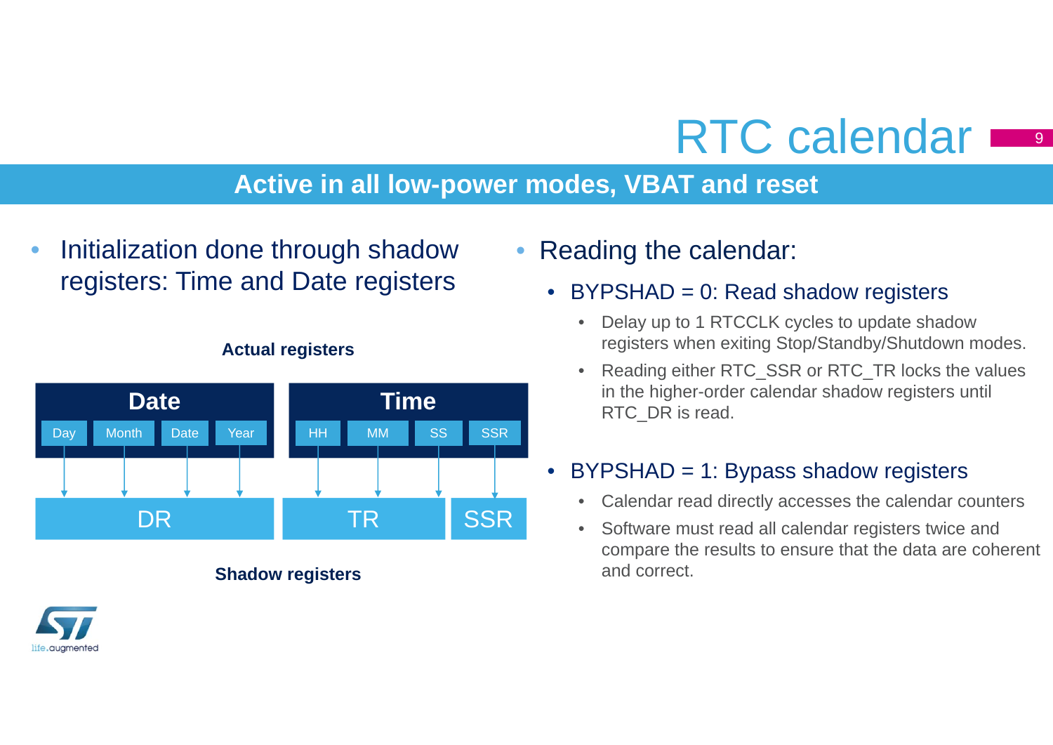# RTC calendar

## Active in all low-power modes, VBAT and reset

- Initialization done through shadow registers: Time and Date registers

**Actual registers**

| Date | | | | Time | | | |
|---|---|---|---|---|---|---|---|
| Day | Month | Date | Year | HH | MM | SS | SSR |
| DR | | | | TR | | | SSR |

**Shadow registers**

- Reading the calendar:
  - BYPSHAD = 0: Read shadow registers
    - Delay up to 1 RTCCLK cycles to update shadow registers when exiting Stop/Standby/Shutdown modes.
    - Reading either RTC_SSR or RTC_TR locks the values in the higher-order calendar shadow registers until RTC_DR is read.
  - BYPSHAD = 1: Bypass shadow registers
    - Calendar read directly accesses the calendar counters
    - Software must read all calendar registers twice and compare the results to ensure that the data are coherent and correct.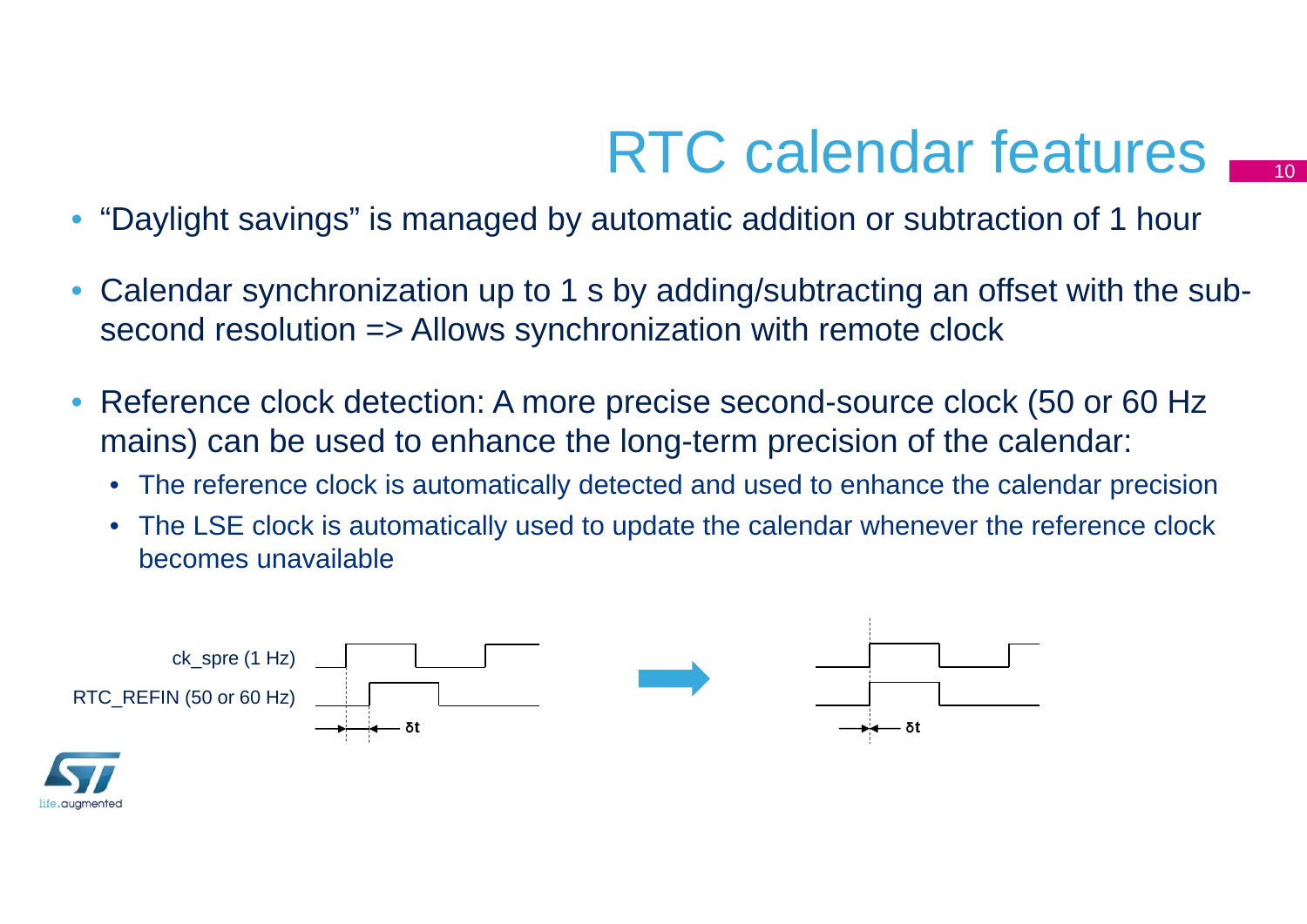# RTC calendar features

- "Daylight savings" is managed by automatic addition or subtraction of 1 hour
- Calendar synchronization up to 1 s by adding/subtracting an offset with the sub-second resolution => Allows synchronization with remote clock
- Reference clock detection: A more precise second-source clock (50 or 60 Hz mains) can be used to enhance the long-term precision of the calendar:
  - The reference clock is automatically detected and used to enhance the calendar precision
  - The LSE clock is automatically used to update the calendar whenever the reference clock becomes unavailable

ck_spre (1 Hz)

RTC_REFIN (50 or 60 Hz)

δt

δt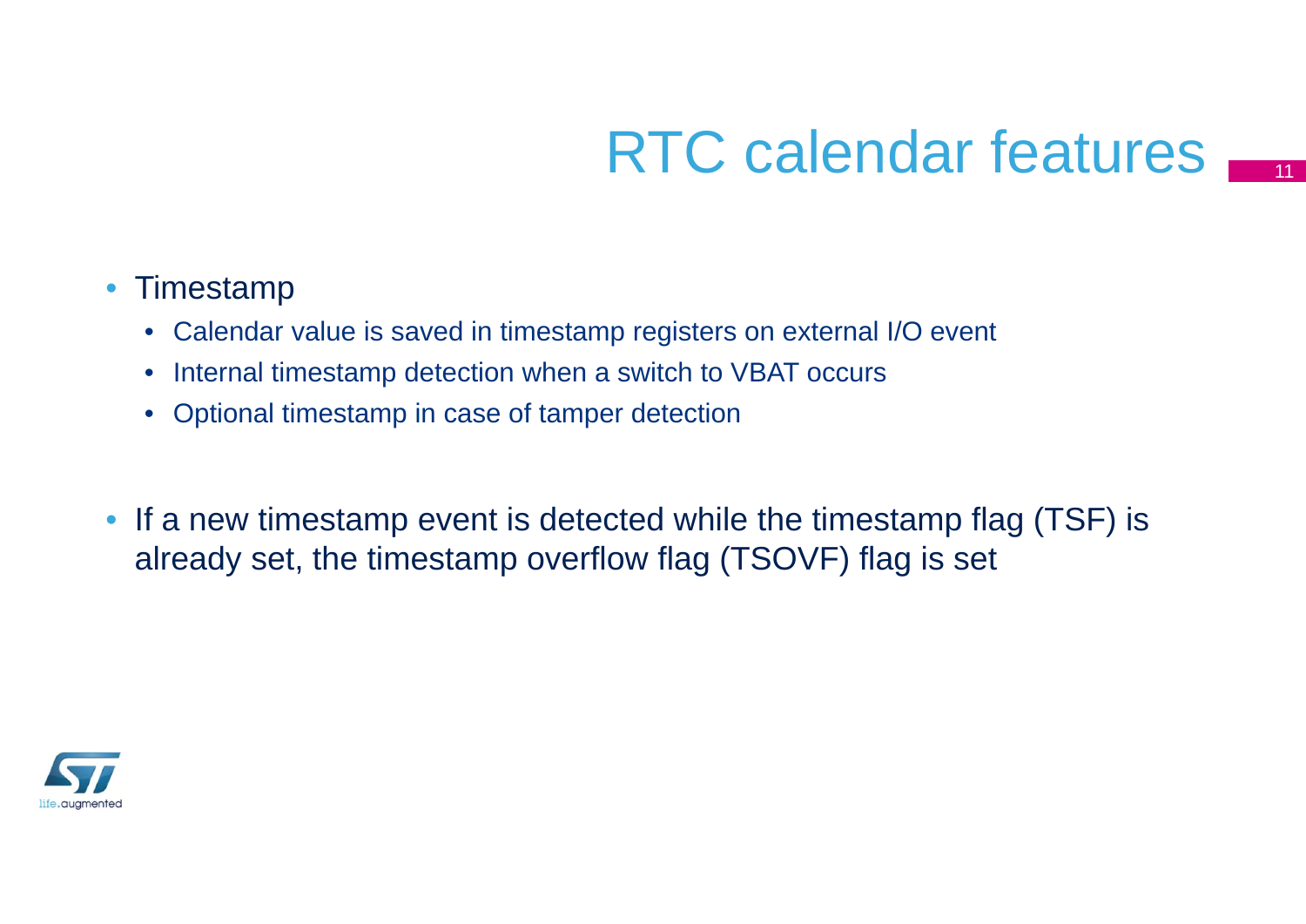# RTC calendar features

- Timestamp
  - Calendar value is saved in timestamp registers on external I/O event
  - Internal timestamp detection when a switch to VBAT occurs
  - Optional timestamp in case of tamper detection

- If a new timestamp event is detected while the timestamp flag (TSF) is already set, the timestamp overflow flag (TSOVF) flag is set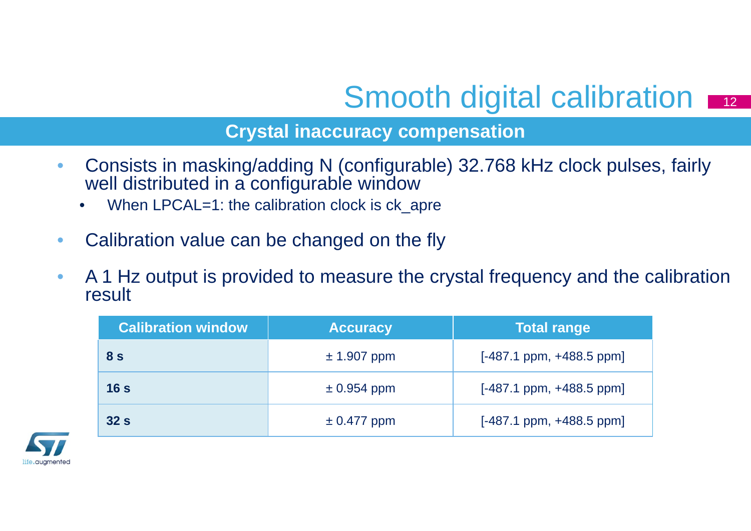# Smooth digital calibration

## Crystal inaccuracy compensation

- Consists in masking/adding N (configurable) 32.768 kHz clock pulses, fairly well distributed in a configurable window
  - When LPCAL=1: the calibration clock is ck_apre
- Calibration value can be changed on the fly
- A 1 Hz output is provided to measure the crystal frequency and the calibration result

| Calibration window | Accuracy | Total range |
|---|---|---|
| **8 s** | ± 1.907 ppm | [-487.1 ppm, +488.5 ppm] |
| **16 s** | ± 0.954 ppm | [-487.1 ppm, +488.5 ppm] |
| **32 s** | ± 0.477 ppm | [-487.1 ppm, +488.5 ppm] |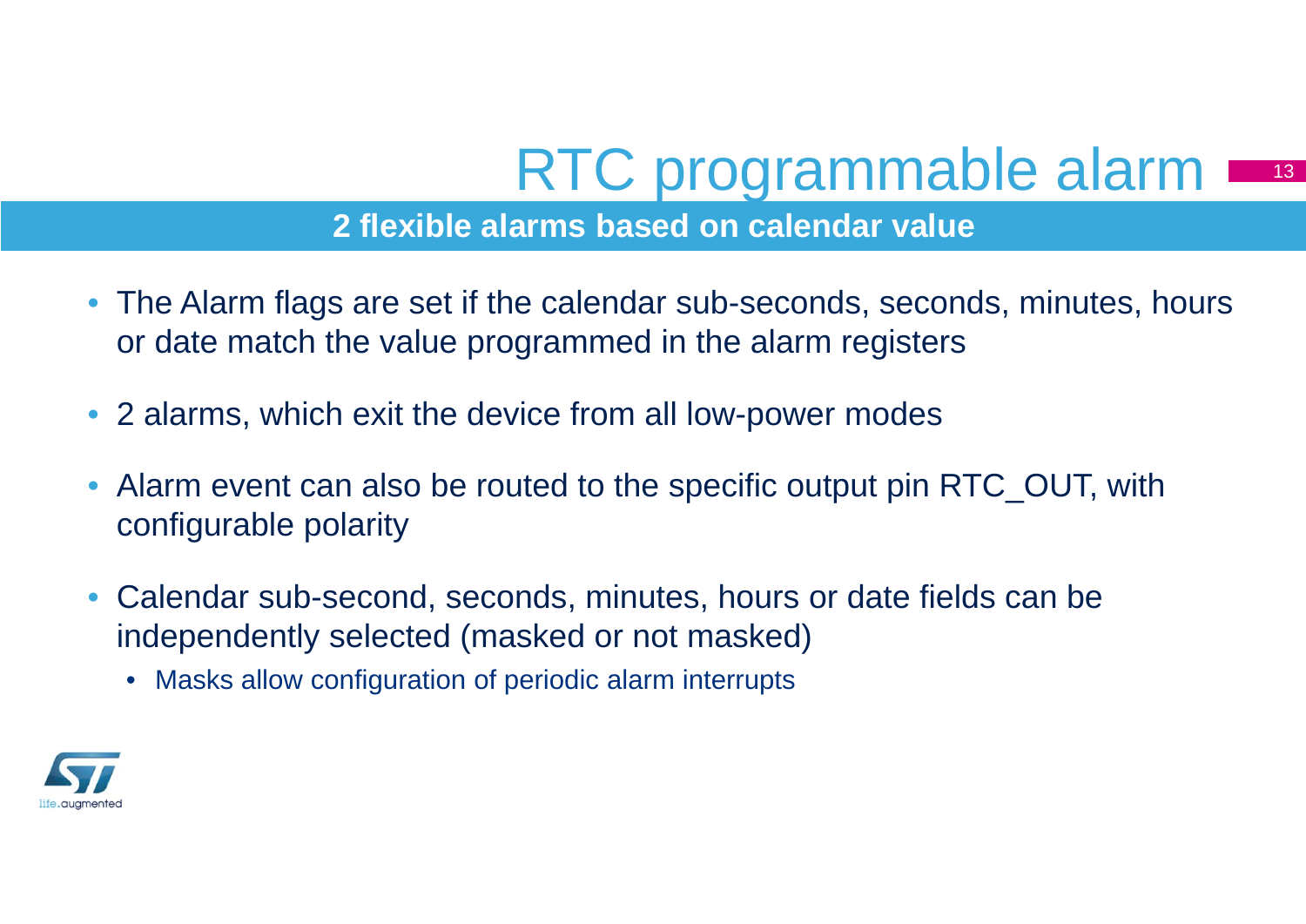# RTC programmable alarm

## 2 flexible alarms based on calendar value

- The Alarm flags are set if the calendar sub-seconds, seconds, minutes, hours or date match the value programmed in the alarm registers
- 2 alarms, which exit the device from all low-power modes
- Alarm event can also be routed to the specific output pin RTC_OUT, with configurable polarity
- Calendar sub-second, seconds, minutes, hours or date fields can be independently selected (masked or not masked)
  - Masks allow configuration of periodic alarm interrupts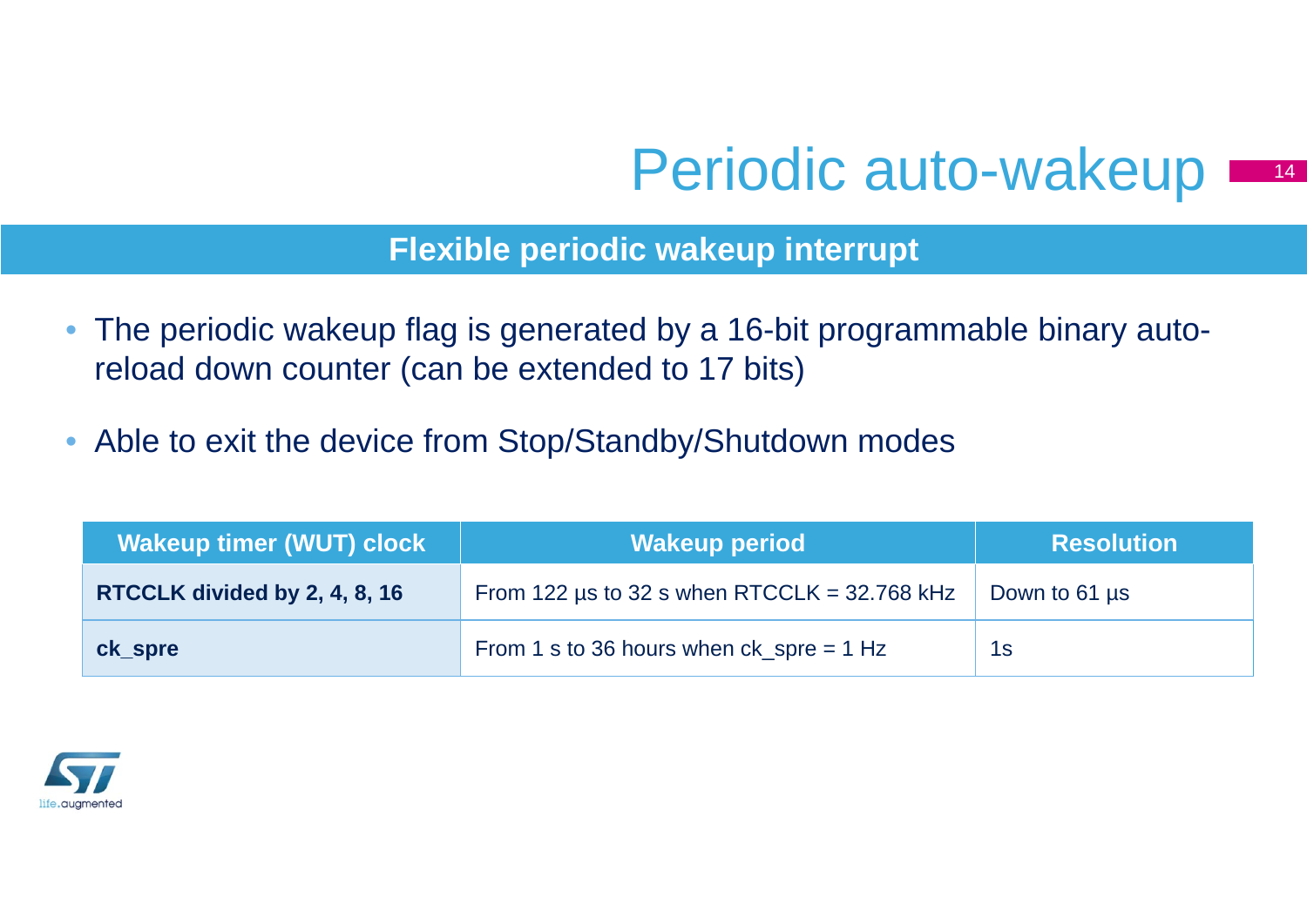# Periodic auto-wakeup

## Flexible periodic wakeup interrupt

- The periodic wakeup flag is generated by a 16-bit programmable binary auto-reload down counter (can be extended to 17 bits)
- Able to exit the device from Stop/Standby/Shutdown modes

| Wakeup timer (WUT) clock | Wakeup period | Resolution |
|---|---|---|
| **RTCCLK divided by 2, 4, 8, 16** | From 122 µs to 32 s when RTCCLK = 32.768 kHz | Down to 61 µs |
| **ck_spre** | From 1 s to 36 hours when ck_spre = 1 Hz | 1s |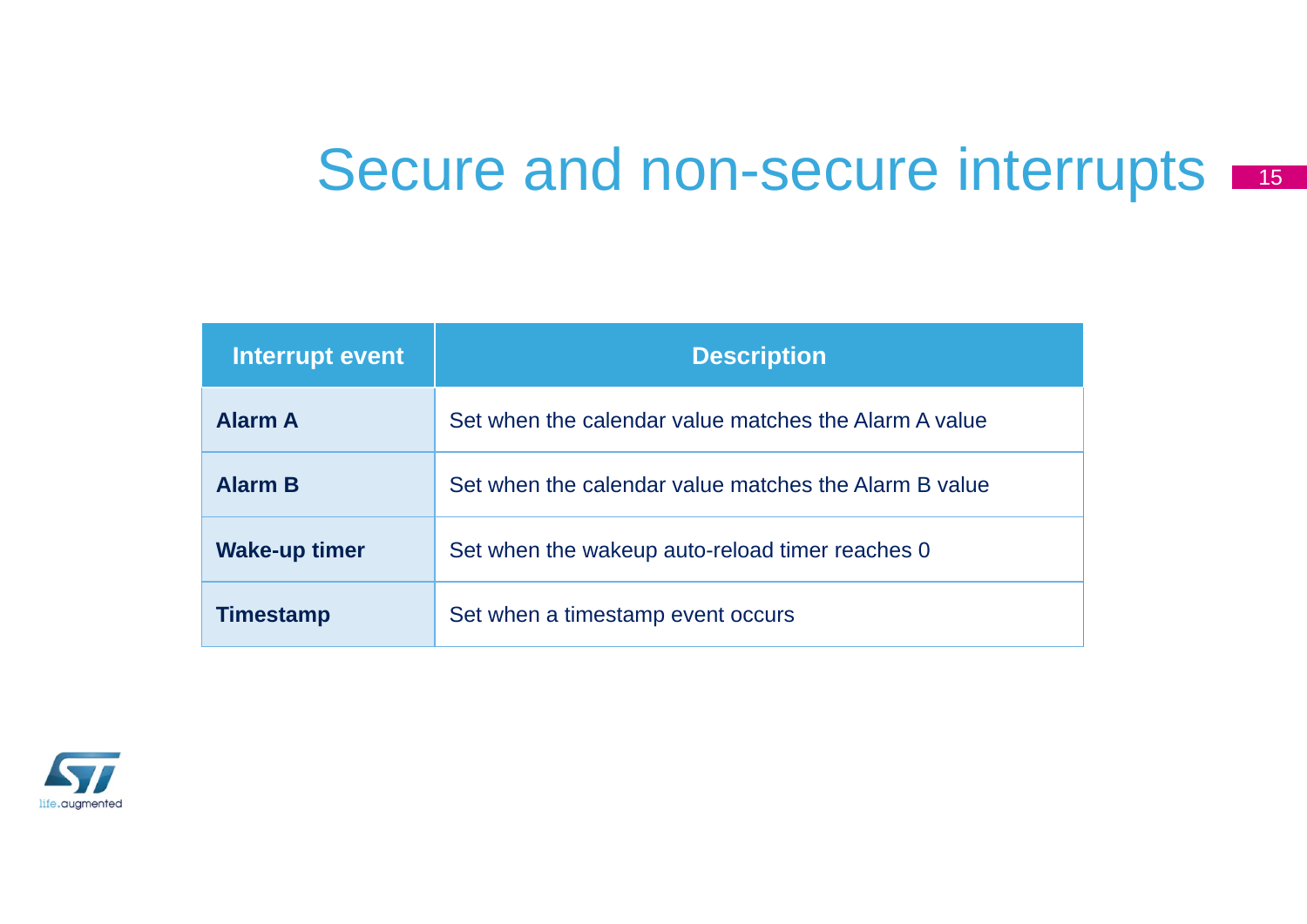# Secure and non-secure interrupts

| Interrupt event | Description |
|---|---|
| **Alarm A** | Set when the calendar value matches the Alarm A value |
| **Alarm B** | Set when the calendar value matches the Alarm B value |
| **Wake-up timer** | Set when the wakeup auto-reload timer reaches 0 |
| **Timestamp** | Set when a timestamp event occurs |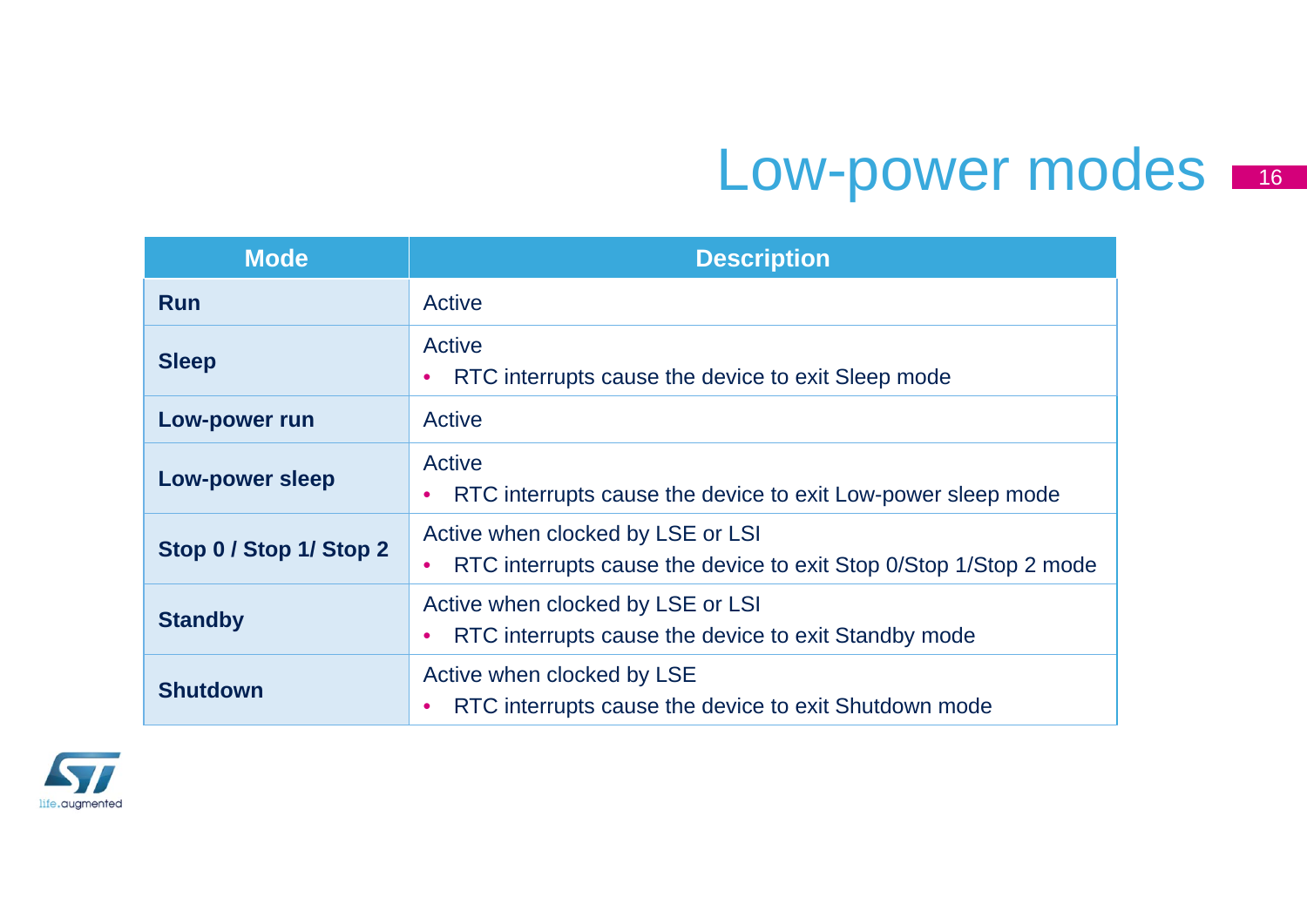# Low-power modes

| Mode | Description |
| --- | --- |
| **Run** | Active |
| **Sleep** | Active<br>• RTC interrupts cause the device to exit Sleep mode |
| **Low-power run** | Active |
| **Low-power sleep** | Active<br>• RTC interrupts cause the device to exit Low-power sleep mode |
| **Stop 0 / Stop 1/ Stop 2** | Active when clocked by LSE or LSI<br>• RTC interrupts cause the device to exit Stop 0/Stop 1/Stop 2 mode |
| **Standby** | Active when clocked by LSE or LSI<br>• RTC interrupts cause the device to exit Standby mode |
| **Shutdown** | Active when clocked by LSE<br>• RTC interrupts cause the device to exit Shutdown mode |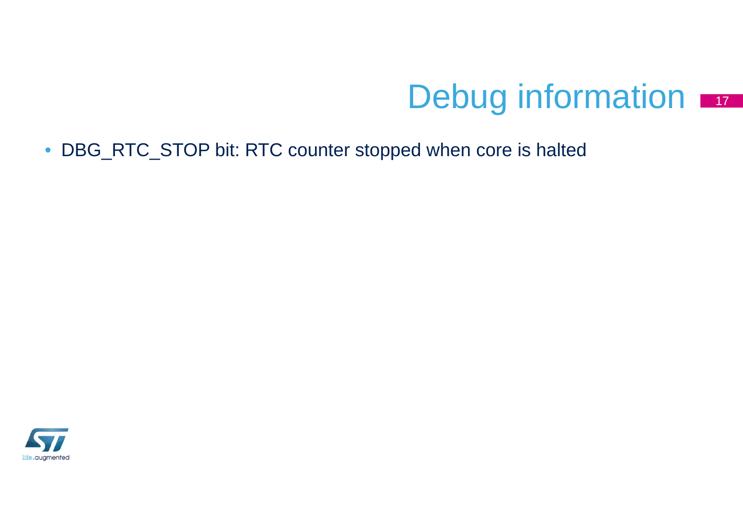# Debug information

- DBG_RTC_STOP bit: RTC counter stopped when core is halted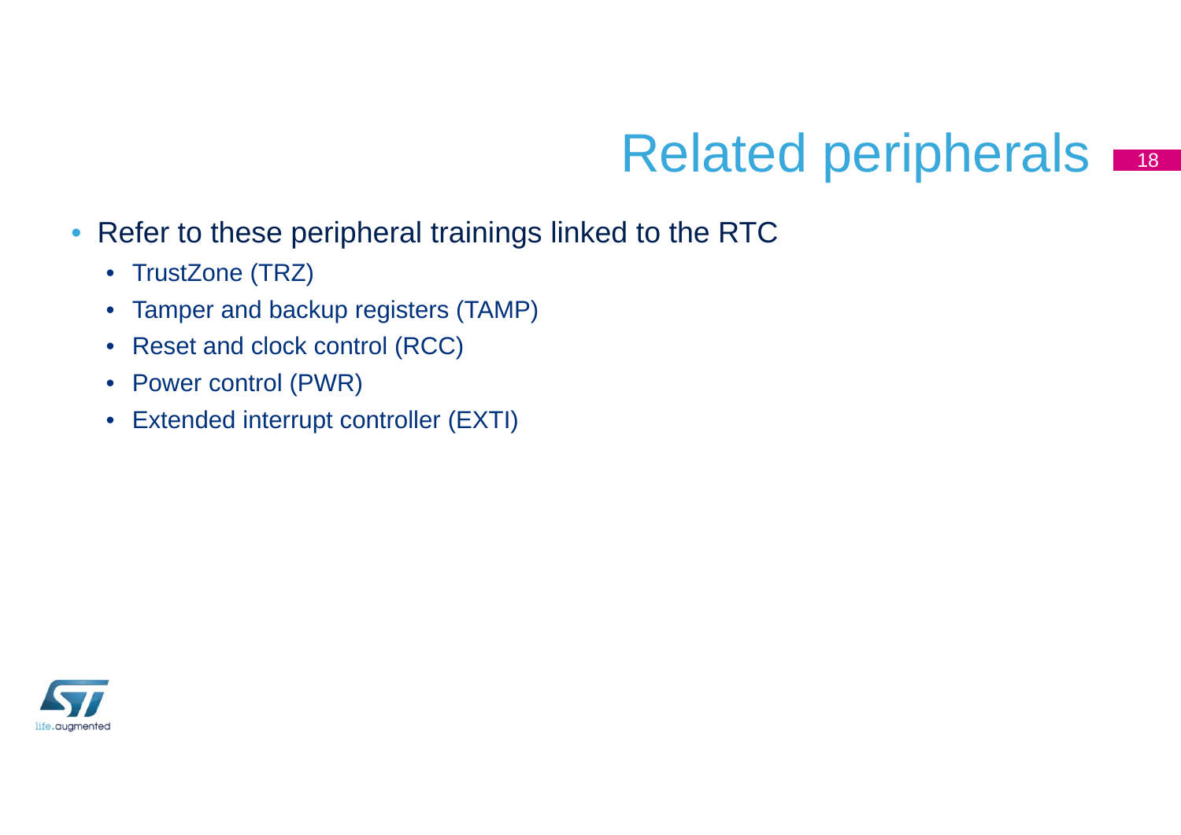# Related peripherals

- Refer to these peripheral trainings linked to the RTC
  - TrustZone (TRZ)
  - Tamper and backup registers (TAMP)
  - Reset and clock control (RCC)
  - Power control (PWR)
  - Extended interrupt controller (EXTI)